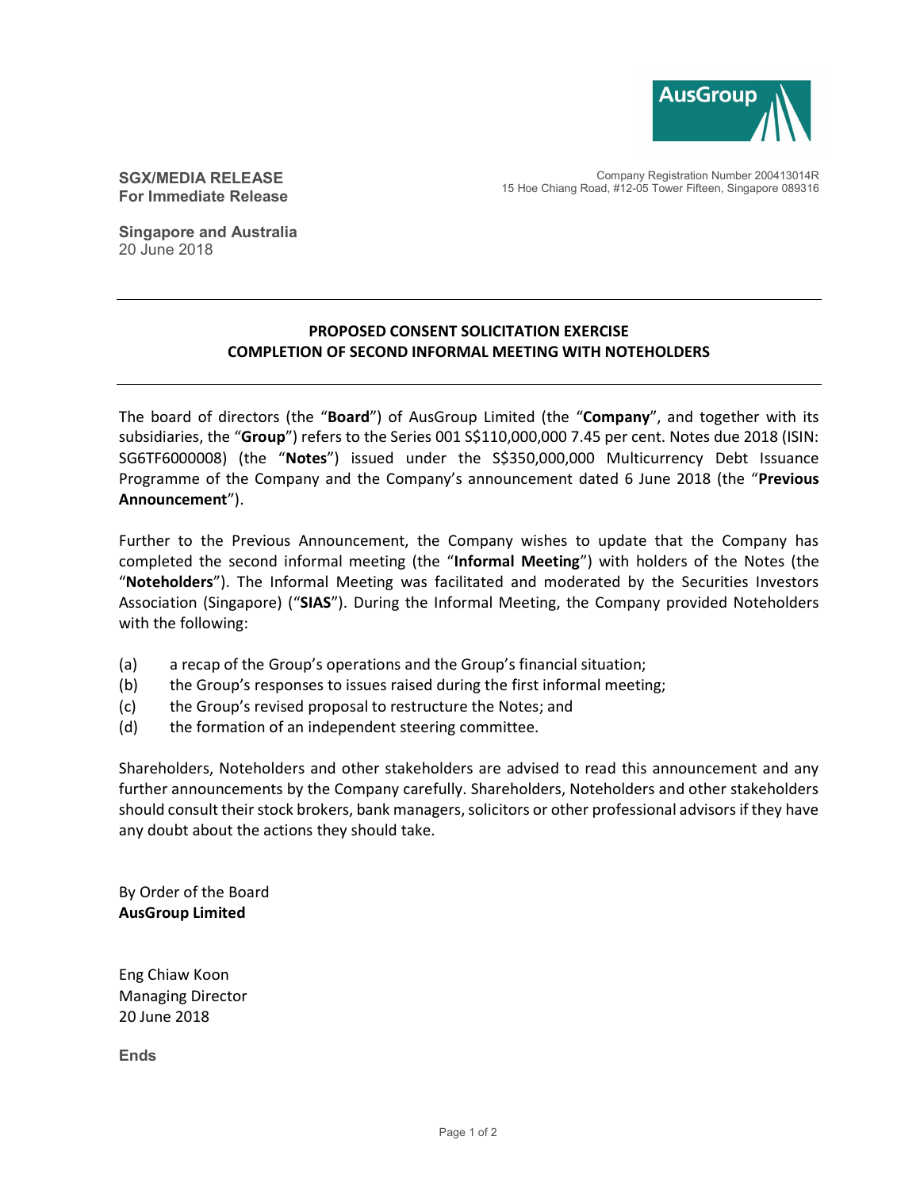**SGX/MEDIA RELEASE**
**For Immediate Release**

Company Registration Number 200413014R
15 Hoe Chiang Road, #12-05 Tower Fifteen, Singapore 089316

**Singapore and Australia**
20 June 2018

---

## PROPOSED CONSENT SOLICITATION EXERCISE
## COMPLETION OF SECOND INFORMAL MEETING WITH NOTEHOLDERS

---

The board of directors (the "**Board**") of AusGroup Limited (the "**Company**", and together with its subsidiaries, the "**Group**") refers to the Series 001 S$110,000,000 7.45 per cent. Notes due 2018 (ISIN: SG6TF6000008) (the "**Notes**") issued under the S$350,000,000 Multicurrency Debt Issuance Programme of the Company and the Company's announcement dated 6 June 2018 (the "**Previous Announcement**").

Further to the Previous Announcement, the Company wishes to update that the Company has completed the second informal meeting (the "**Informal Meeting**") with holders of the Notes (the "**Noteholders**"). The Informal Meeting was facilitated and moderated by the Securities Investors Association (Singapore) ("**SIAS**"). During the Informal Meeting, the Company provided Noteholders with the following:

(a) a recap of the Group's operations and the Group's financial situation;
(b) the Group's responses to issues raised during the first informal meeting;
(c) the Group's revised proposal to restructure the Notes; and
(d) the formation of an independent steering committee.

Shareholders, Noteholders and other stakeholders are advised to read this announcement and any further announcements by the Company carefully. Shareholders, Noteholders and other stakeholders should consult their stock brokers, bank managers, solicitors or other professional advisors if they have any doubt about the actions they should take.

By Order of the Board
**AusGroup Limited**

Eng Chiaw Koon
Managing Director
20 June 2018

**Ends**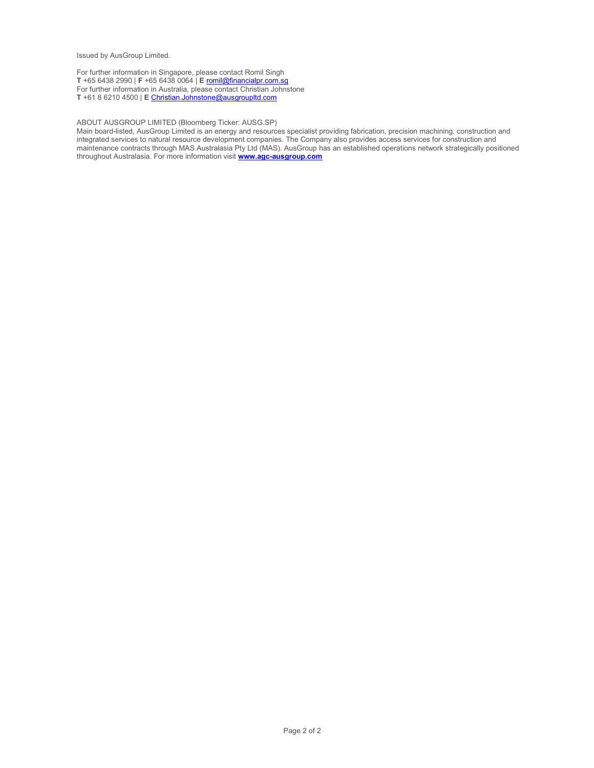Issued by AusGroup Limited.

For further information in Singapore, please contact Romil Singh
**T** +65 6438 2990 | **F** +65 6438 0064 | **E** romil@financialpr.com.sg
For further information in Australia, please contact Christian Johnstone
**T** +61 8 6210 4500 | **E** Christian.Johnstone@ausgroupltd.com

ABOUT AUSGROUP LIMITED (Bloomberg Ticker: AUSG.SP)
Main board-listed, AusGroup Limited is an energy and resources specialist providing fabrication, precision machining, construction and integrated services to natural resource development companies. The Company also provides access services for construction and maintenance contracts through MAS Australasia Pty Ltd (MAS). AusGroup has an established operations network strategically positioned throughout Australasia. For more information visit **www.agc-ausgroup.com**